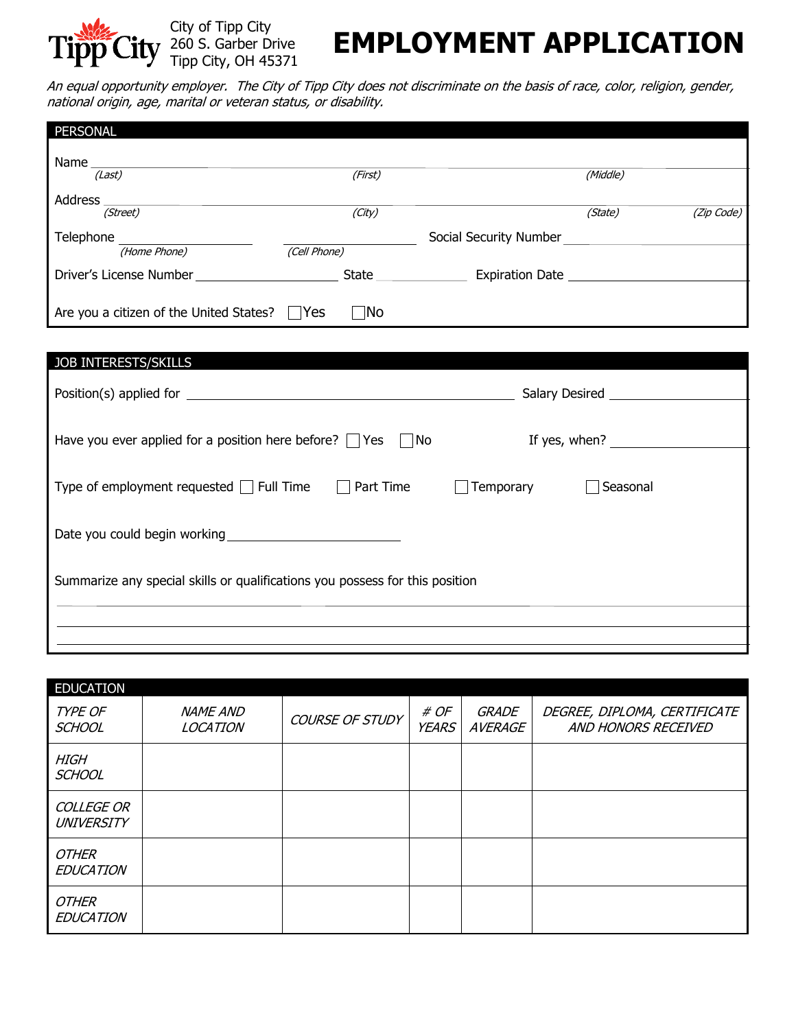City of Tipp City
260 S. Garber Drive
Tipp City, OH 45371

# EMPLOYMENT APPLICATION

*An equal opportunity employer. The City of Tipp City does not discriminate on the basis of race, color, religion, gender, national origin, age, marital or veteran status, or disability.*

## PERSONAL

Name ______________________________________________________________
*(Last)* *(First)* *(Middle)*

Address ______________________________________________________________
*(Street)* *(City)* *(State)* *(Zip Code)*

Telephone ____________________ ____________________ Social Security Number ____________________
*(Home Phone)* *(Cell Phone)*

Driver's License Number ____________________ State ____________ Expiration Date ____________________

Are you a citizen of the United States? ☐ Yes ☐ No

## JOB INTERESTS/SKILLS

Position(s) applied for ______________________________________________ Salary Desired ____________________

Have you ever applied for a position here before? ☐ Yes ☐ No If yes, when? ____________________

Type of employment requested ☐ Full Time ☐ Part Time ☐ Temporary ☐ Seasonal

Date you could begin working ________________________

Summarize any special skills or qualifications you possess for this position

______________________________________________________________

______________________________________________________________

______________________________________________________________

## EDUCATION

| *TYPE OF SCHOOL* | *NAME AND LOCATION* | *COURSE OF STUDY* | *# OF YEARS* | *GRADE AVERAGE* | *DEGREE, DIPLOMA, CERTIFICATE AND HONORS RECEIVED* |
|---|---|---|---|---|---|
| *HIGH SCHOOL* | | | | | |
| *COLLEGE OR UNIVERSITY* | | | | | |
| *OTHER EDUCATION* | | | | | |
| *OTHER EDUCATION* | | | | | |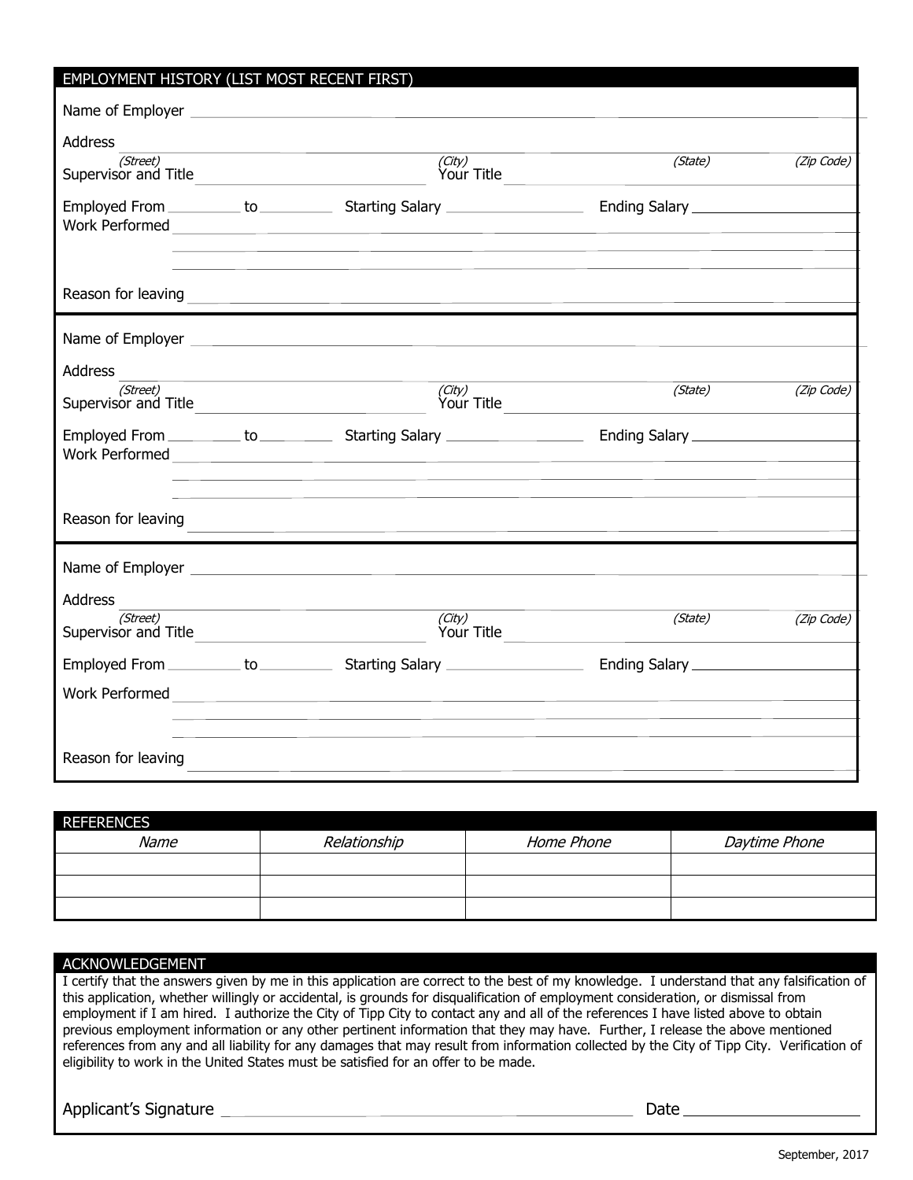## EMPLOYMENT HISTORY (LIST MOST RECENT FIRST)

Name of Employer

Address
*(Street)* *(City)* *(State)* *(Zip Code)*

Supervisor and Title Your Title

Employed From ________ to ________ Starting Salary ________________ Ending Salary ________________

Work Performed

Reason for leaving

---

Name of Employer

Address
*(Street)* *(City)* *(State)* *(Zip Code)*

Supervisor and Title Your Title

Employed From ________ to ________ Starting Salary ________________ Ending Salary ________________

Work Performed

Reason for leaving

---

Name of Employer

Address
*(Street)* *(City)* *(State)* *(Zip Code)*

Supervisor and Title Your Title

Employed From ________ to ________ Starting Salary ________________ Ending Salary ________________

Work Performed

Reason for leaving

## REFERENCES

| *Name* | *Relationship* | *Home Phone* | *Daytime Phone* |
|---|---|---|---|
| | | | |
| | | | |
| | | | |

## ACKNOWLEDGEMENT

I certify that the answers given by me in this application are correct to the best of my knowledge. I understand that any falsification of this application, whether willingly or accidental, is grounds for disqualification of employment consideration, or dismissal from employment if I am hired. I authorize the City of Tipp City to contact any and all of the references I have listed above to obtain previous employment information or any other pertinent information that they may have. Further, I release the above mentioned references from any and all liability for any damages that may result from information collected by the City of Tipp City. Verification of eligibility to work in the United States must be satisfied for an offer to be made.

Applicant's Signature ________________________________ Date ________________

September, 2017